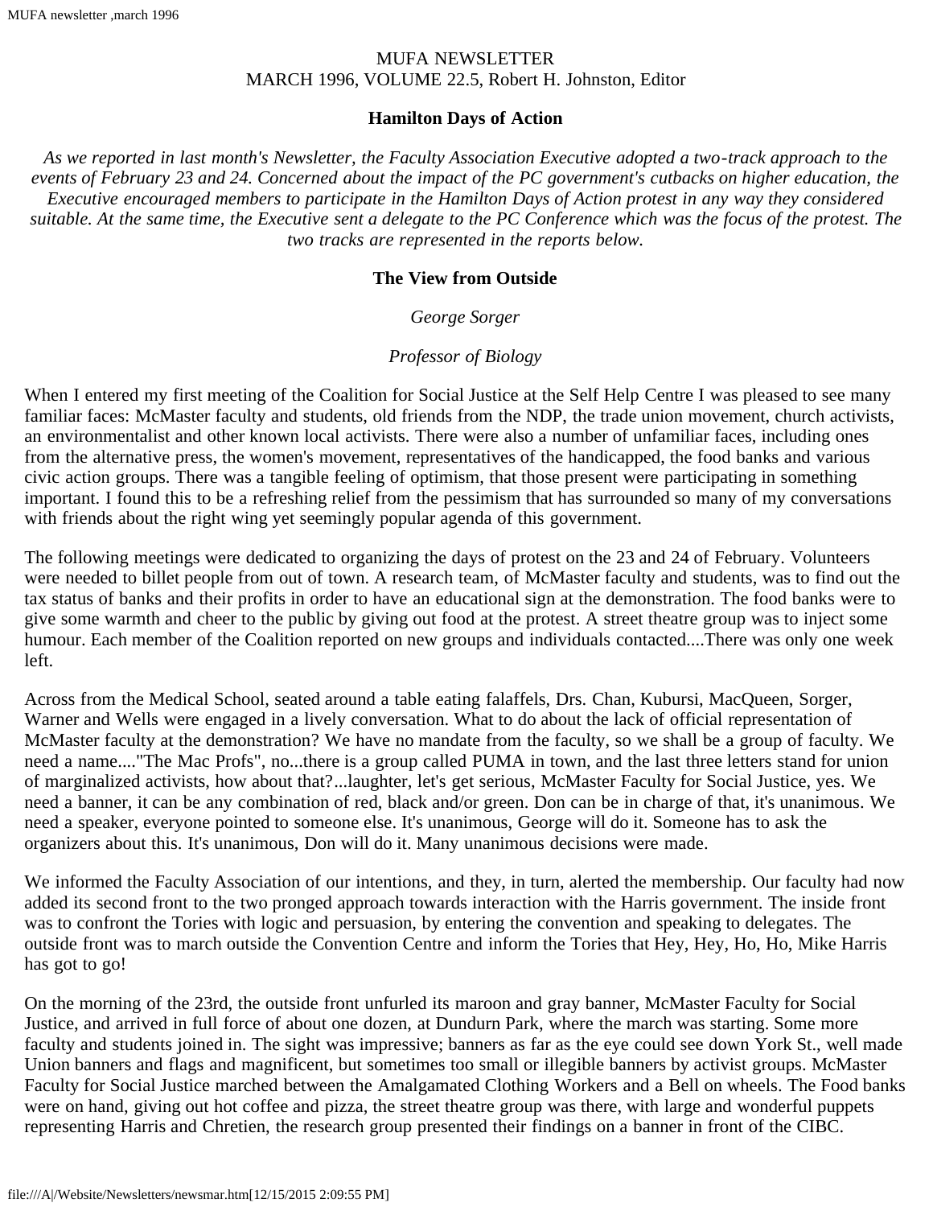MUFA NEWSLETTER
MARCH 1996, VOLUME 22.5, Robert H. Johnston, Editor

## Hamilton Days of Action

*As we reported in last month's Newsletter, the Faculty Association Executive adopted a two-track approach to the events of February 23 and 24. Concerned about the impact of the PC government's cutbacks on higher education, the Executive encouraged members to participate in the Hamilton Days of Action protest in any way they considered suitable. At the same time, the Executive sent a delegate to the PC Conference which was the focus of the protest. The two tracks are represented in the reports below.*

### The View from Outside

*George Sorger*

*Professor of Biology*

When I entered my first meeting of the Coalition for Social Justice at the Self Help Centre I was pleased to see many familiar faces: McMaster faculty and students, old friends from the NDP, the trade union movement, church activists, an environmentalist and other known local activists. There were also a number of unfamiliar faces, including ones from the alternative press, the women's movement, representatives of the handicapped, the food banks and various civic action groups. There was a tangible feeling of optimism, that those present were participating in something important. I found this to be a refreshing relief from the pessimism that has surrounded so many of my conversations with friends about the right wing yet seemingly popular agenda of this government.

The following meetings were dedicated to organizing the days of protest on the 23 and 24 of February. Volunteers were needed to billet people from out of town. A research team, of McMaster faculty and students, was to find out the tax status of banks and their profits in order to have an educational sign at the demonstration. The food banks were to give some warmth and cheer to the public by giving out food at the protest. A street theatre group was to inject some humour. Each member of the Coalition reported on new groups and individuals contacted....There was only one week left.

Across from the Medical School, seated around a table eating falaffels, Drs. Chan, Kubursi, MacQueen, Sorger, Warner and Wells were engaged in a lively conversation. What to do about the lack of official representation of McMaster faculty at the demonstration? We have no mandate from the faculty, so we shall be a group of faculty. We need a name...."The Mac Profs", no...there is a group called PUMA in town, and the last three letters stand for union of marginalized activists, how about that?...laughter, let's get serious, McMaster Faculty for Social Justice, yes. We need a banner, it can be any combination of red, black and/or green. Don can be in charge of that, it's unanimous. We need a speaker, everyone pointed to someone else. It's unanimous, George will do it. Someone has to ask the organizers about this. It's unanimous, Don will do it. Many unanimous decisions were made.

We informed the Faculty Association of our intentions, and they, in turn, alerted the membership. Our faculty had now added its second front to the two pronged approach towards interaction with the Harris government. The inside front was to confront the Tories with logic and persuasion, by entering the convention and speaking to delegates. The outside front was to march outside the Convention Centre and inform the Tories that Hey, Hey, Ho, Ho, Mike Harris has got to go!

On the morning of the 23rd, the outside front unfurled its maroon and gray banner, McMaster Faculty for Social Justice, and arrived in full force of about one dozen, at Dundurn Park, where the march was starting. Some more faculty and students joined in. The sight was impressive; banners as far as the eye could see down York St., well made Union banners and flags and magnificent, but sometimes too small or illegible banners by activist groups. McMaster Faculty for Social Justice marched between the Amalgamated Clothing Workers and a Bell on wheels. The Food banks were on hand, giving out hot coffee and pizza, the street theatre group was there, with large and wonderful puppets representing Harris and Chretien, the research group presented their findings on a banner in front of the CIBC.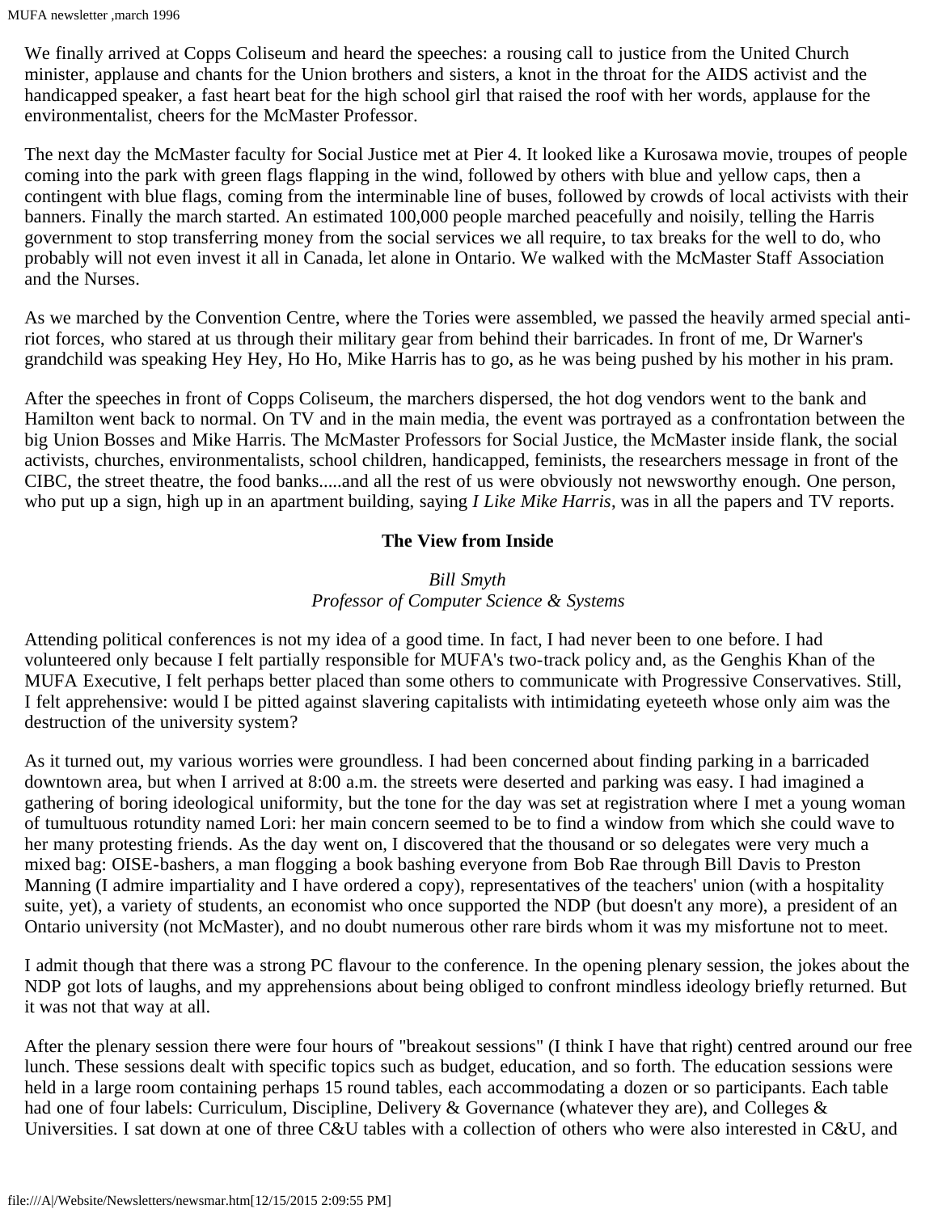We finally arrived at Copps Coliseum and heard the speeches: a rousing call to justice from the United Church minister, applause and chants for the Union brothers and sisters, a knot in the throat for the AIDS activist and the handicapped speaker, a fast heart beat for the high school girl that raised the roof with her words, applause for the environmentalist, cheers for the McMaster Professor.

The next day the McMaster faculty for Social Justice met at Pier 4. It looked like a Kurosawa movie, troupes of people coming into the park with green flags flapping in the wind, followed by others with blue and yellow caps, then a contingent with blue flags, coming from the interminable line of buses, followed by crowds of local activists with their banners. Finally the march started. An estimated 100,000 people marched peacefully and noisily, telling the Harris government to stop transferring money from the social services we all require, to tax breaks for the well to do, who probably will not even invest it all in Canada, let alone in Ontario. We walked with the McMaster Staff Association and the Nurses.

As we marched by the Convention Centre, where the Tories were assembled, we passed the heavily armed special anti-riot forces, who stared at us through their military gear from behind their barricades. In front of me, Dr Warner's grandchild was speaking Hey Hey, Ho Ho, Mike Harris has to go, as he was being pushed by his mother in his pram.

After the speeches in front of Copps Coliseum, the marchers dispersed, the hot dog vendors went to the bank and Hamilton went back to normal. On TV and in the main media, the event was portrayed as a confrontation between the big Union Bosses and Mike Harris. The McMaster Professors for Social Justice, the McMaster inside flank, the social activists, churches, environmentalists, school children, handicapped, feminists, the researchers message in front of the CIBC, the street theatre, the food banks.....and all the rest of us were obviously not newsworthy enough. One person, who put up a sign, high up in an apartment building, saying *I Like Mike Harris*, was in all the papers and TV reports.

## The View from Inside

*Bill Smyth*
*Professor of Computer Science & Systems*

Attending political conferences is not my idea of a good time. In fact, I had never been to one before. I had volunteered only because I felt partially responsible for MUFA's two-track policy and, as the Genghis Khan of the MUFA Executive, I felt perhaps better placed than some others to communicate with Progressive Conservatives. Still, I felt apprehensive: would I be pitted against slavering capitalists with intimidating eyeteeth whose only aim was the destruction of the university system?

As it turned out, my various worries were groundless. I had been concerned about finding parking in a barricaded downtown area, but when I arrived at 8:00 a.m. the streets were deserted and parking was easy. I had imagined a gathering of boring ideological uniformity, but the tone for the day was set at registration where I met a young woman of tumultuous rotundity named Lori: her main concern seemed to be to find a window from which she could wave to her many protesting friends. As the day went on, I discovered that the thousand or so delegates were very much a mixed bag: OISE-bashers, a man flogging a book bashing everyone from Bob Rae through Bill Davis to Preston Manning (I admire impartiality and I have ordered a copy), representatives of the teachers' union (with a hospitality suite, yet), a variety of students, an economist who once supported the NDP (but doesn't any more), a president of an Ontario university (not McMaster), and no doubt numerous other rare birds whom it was my misfortune not to meet.

I admit though that there was a strong PC flavour to the conference. In the opening plenary session, the jokes about the NDP got lots of laughs, and my apprehensions about being obliged to confront mindless ideology briefly returned. But it was not that way at all.

After the plenary session there were four hours of "breakout sessions" (I think I have that right) centred around our free lunch. These sessions dealt with specific topics such as budget, education, and so forth. The education sessions were held in a large room containing perhaps 15 round tables, each accommodating a dozen or so participants. Each table had one of four labels: Curriculum, Discipline, Delivery & Governance (whatever they are), and Colleges & Universities. I sat down at one of three C&U tables with a collection of others who were also interested in C&U, and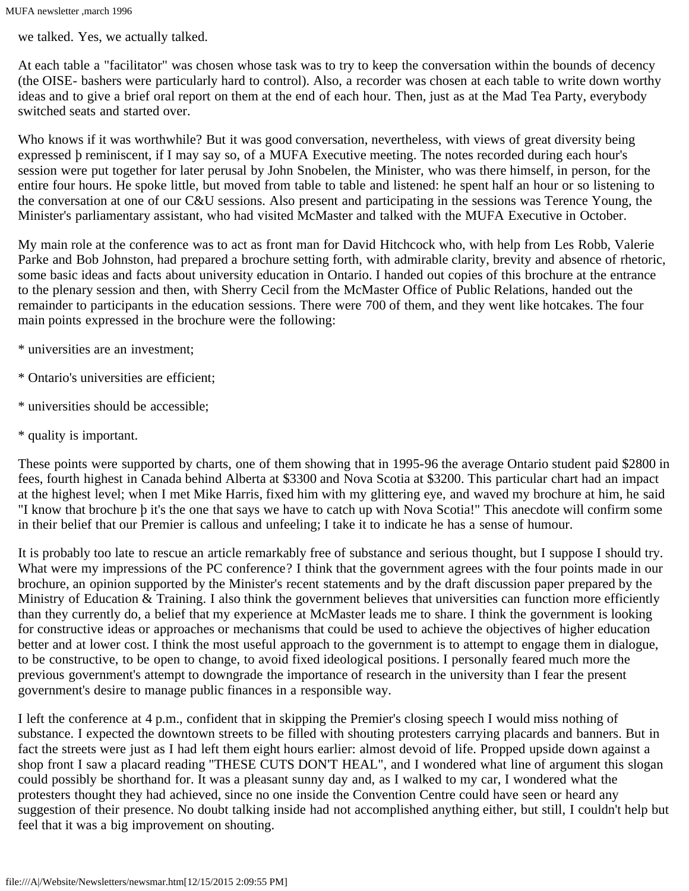we talked. Yes, we actually talked.

At each table a "facilitator" was chosen whose task was to try to keep the conversation within the bounds of decency (the OISE- bashers were particularly hard to control). Also, a recorder was chosen at each table to write down worthy ideas and to give a brief oral report on them at the end of each hour. Then, just as at the Mad Tea Party, everybody switched seats and started over.

Who knows if it was worthwhile? But it was good conversation, nevertheless, with views of great diversity being expressed þ reminiscent, if I may say so, of a MUFA Executive meeting. The notes recorded during each hour's session were put together for later perusal by John Snobelen, the Minister, who was there himself, in person, for the entire four hours. He spoke little, but moved from table to table and listened: he spent half an hour or so listening to the conversation at one of our C&U sessions. Also present and participating in the sessions was Terence Young, the Minister's parliamentary assistant, who had visited McMaster and talked with the MUFA Executive in October.

My main role at the conference was to act as front man for David Hitchcock who, with help from Les Robb, Valerie Parke and Bob Johnston, had prepared a brochure setting forth, with admirable clarity, brevity and absence of rhetoric, some basic ideas and facts about university education in Ontario. I handed out copies of this brochure at the entrance to the plenary session and then, with Sherry Cecil from the McMaster Office of Public Relations, handed out the remainder to participants in the education sessions. There were 700 of them, and they went like hotcakes. The four main points expressed in the brochure were the following:

* universities are an investment;

* Ontario's universities are efficient;

* universities should be accessible;

* quality is important.

These points were supported by charts, one of them showing that in 1995-96 the average Ontario student paid $2800 in fees, fourth highest in Canada behind Alberta at $3300 and Nova Scotia at $3200. This particular chart had an impact at the highest level; when I met Mike Harris, fixed him with my glittering eye, and waved my brochure at him, he said "I know that brochure þ it's the one that says we have to catch up with Nova Scotia!" This anecdote will confirm some in their belief that our Premier is callous and unfeeling; I take it to indicate he has a sense of humour.

It is probably too late to rescue an article remarkably free of substance and serious thought, but I suppose I should try. What were my impressions of the PC conference? I think that the government agrees with the four points made in our brochure, an opinion supported by the Minister's recent statements and by the draft discussion paper prepared by the Ministry of Education & Training. I also think the government believes that universities can function more efficiently than they currently do, a belief that my experience at McMaster leads me to share. I think the government is looking for constructive ideas or approaches or mechanisms that could be used to achieve the objectives of higher education better and at lower cost. I think the most useful approach to the government is to attempt to engage them in dialogue, to be constructive, to be open to change, to avoid fixed ideological positions. I personally feared much more the previous government's attempt to downgrade the importance of research in the university than I fear the present government's desire to manage public finances in a responsible way.

I left the conference at 4 p.m., confident that in skipping the Premier's closing speech I would miss nothing of substance. I expected the downtown streets to be filled with shouting protesters carrying placards and banners. But in fact the streets were just as I had left them eight hours earlier: almost devoid of life. Propped upside down against a shop front I saw a placard reading "THESE CUTS DON'T HEAL", and I wondered what line of argument this slogan could possibly be shorthand for. It was a pleasant sunny day and, as I walked to my car, I wondered what the protesters thought they had achieved, since no one inside the Convention Centre could have seen or heard any suggestion of their presence. No doubt talking inside had not accomplished anything either, but still, I couldn't help but feel that it was a big improvement on shouting.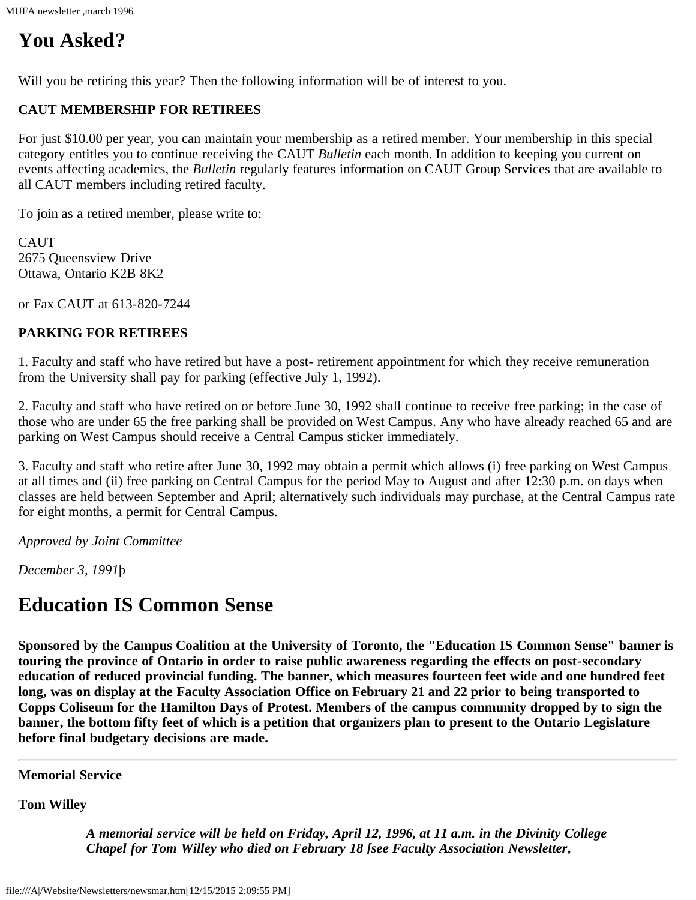## You Asked?

Will you be retiring this year? Then the following information will be of interest to you.

**CAUT MEMBERSHIP FOR RETIREES**

For just $10.00 per year, you can maintain your membership as a retired member. Your membership in this special category entitles you to continue receiving the CAUT *Bulletin* each month. In addition to keeping you current on events affecting academics, the *Bulletin* regularly features information on CAUT Group Services that are available to all CAUT members including retired faculty.

To join as a retired member, please write to:

CAUT
2675 Queensview Drive
Ottawa, Ontario K2B 8K2

or Fax CAUT at 613-820-7244

**PARKING FOR RETIREES**

1. Faculty and staff who have retired but have a post- retirement appointment for which they receive remuneration from the University shall pay for parking (effective July 1, 1992).

2. Faculty and staff who have retired on or before June 30, 1992 shall continue to receive free parking; in the case of those who are under 65 the free parking shall be provided on West Campus. Any who have already reached 65 and are parking on West Campus should receive a Central Campus sticker immediately.

3. Faculty and staff who retire after June 30, 1992 may obtain a permit which allows (i) free parking on West Campus at all times and (ii) free parking on Central Campus for the period May to August and after 12:30 p.m. on days when classes are held between September and April; alternatively such individuals may purchase, at the Central Campus rate for eight months, a permit for Central Campus.

*Approved by Joint Committee*

*December 3, 1991*þ

## Education IS Common Sense

**Sponsored by the Campus Coalition at the University of Toronto, the "Education IS Common Sense" banner is touring the province of Ontario in order to raise public awareness regarding the effects on post-secondary education of reduced provincial funding. The banner, which measures fourteen feet wide and one hundred feet long, was on display at the Faculty Association Office on February 21 and 22 prior to being transported to Copps Coliseum for the Hamilton Days of Protest. Members of the campus community dropped by to sign the banner, the bottom fifty feet of which is a petition that organizers plan to present to the Ontario Legislature before final budgetary decisions are made.**

---

**Memorial Service**

**Tom Willey**

> ***A memorial service will be held on Friday, April 12, 1996, at 11 a.m. in the Divinity College Chapel for Tom Willey who died on February 18 [see Faculty Association Newsletter,***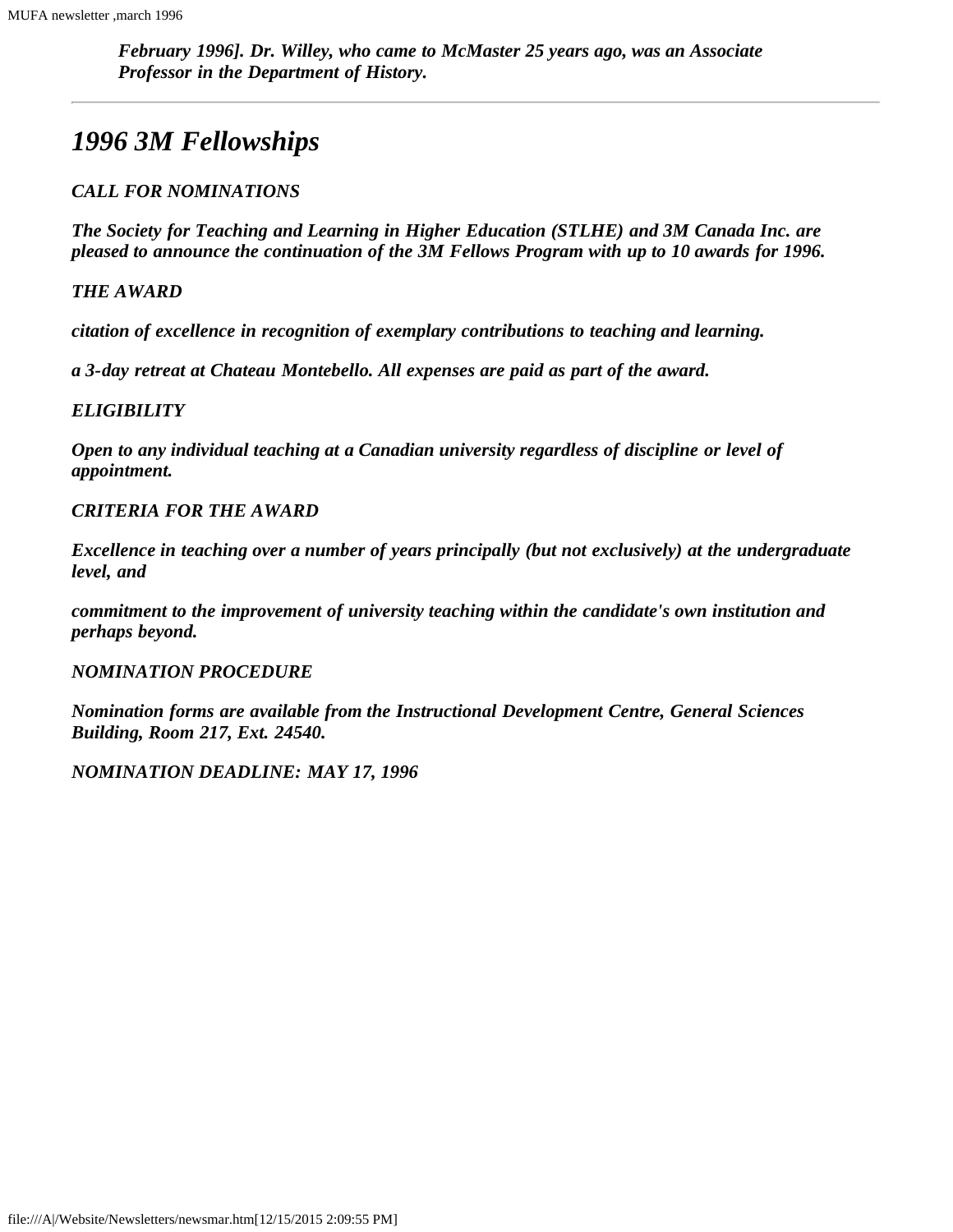*February 1996]. Dr. Willey, who came to McMaster 25 years ago, was an Associate Professor in the Department of History.*

---

# *1996 3M Fellowships*

***CALL FOR NOMINATIONS***

***The Society for Teaching and Learning in Higher Education (STLHE) and 3M Canada Inc. are pleased to announce the continuation of the 3M Fellows Program with up to 10 awards for 1996.***

***THE AWARD***

***citation of excellence in recognition of exemplary contributions to teaching and learning.***

***a 3-day retreat at Chateau Montebello. All expenses are paid as part of the award.***

***ELIGIBILITY***

***Open to any individual teaching at a Canadian university regardless of discipline or level of appointment.***

***CRITERIA FOR THE AWARD***

***Excellence in teaching over a number of years principally (but not exclusively) at the undergraduate level, and***

***commitment to the improvement of university teaching within the candidate's own institution and perhaps beyond.***

***NOMINATION PROCEDURE***

***Nomination forms are available from the Instructional Development Centre, General Sciences Building, Room 217, Ext. 24540.***

***NOMINATION DEADLINE: MAY 17, 1996***